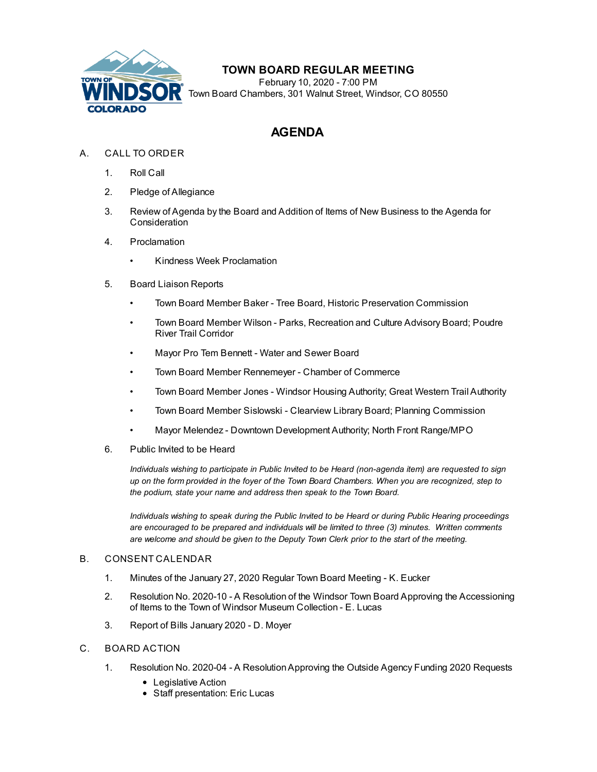# TOWN BOARD REGULAR MEETING

February 10, 2020 - 7:00 PM
Town Board Chambers, 301 Walnut Street, Windsor, CO 80550

## AGENDA

A. CALL TO ORDER

1. Roll Call
2. Pledge of Allegiance
3. Review of Agenda by the Board and Addition of Items of New Business to the Agenda for Consideration
4. Proclamation
   - Kindness Week Proclamation
5. Board Liaison Reports
   - Town Board Member Baker - Tree Board, Historic Preservation Commission
   - Town Board Member Wilson - Parks, Recreation and Culture Advisory Board; Poudre River Trail Corridor
   - Mayor Pro Tem Bennett - Water and Sewer Board
   - Town Board Member Rennemeyer - Chamber of Commerce
   - Town Board Member Jones - Windsor Housing Authority; Great Western Trail Authority
   - Town Board Member Sislowski - Clearview Library Board; Planning Commission
   - Mayor Melendez - Downtown Development Authority; North Front Range/MPO
6. Public Invited to be Heard

   *Individuals wishing to participate in Public Invited to be Heard (non-agenda item) are requested to sign up on the form provided in the foyer of the Town Board Chambers. When you are recognized, step to the podium, state your name and address then speak to the Town Board.*

   *Individuals wishing to speak during the Public Invited to be Heard or during Public Hearing proceedings are encouraged to be prepared and individuals will be limited to three (3) minutes. Written comments are welcome and should be given to the Deputy Town Clerk prior to the start of the meeting.*

B. CONSENT CALENDAR

1. Minutes of the January 27, 2020 Regular Town Board Meeting - K. Eucker
2. Resolution No. 2020-10 - A Resolution of the Windsor Town Board Approving the Accessioning of Items to the Town of Windsor Museum Collection - E. Lucas
3. Report of Bills January 2020 - D. Moyer

C. BOARD ACTION

1. Resolution No. 2020-04 - A Resolution Approving the Outside Agency Funding 2020 Requests
   - Legislative Action
   - Staff presentation: Eric Lucas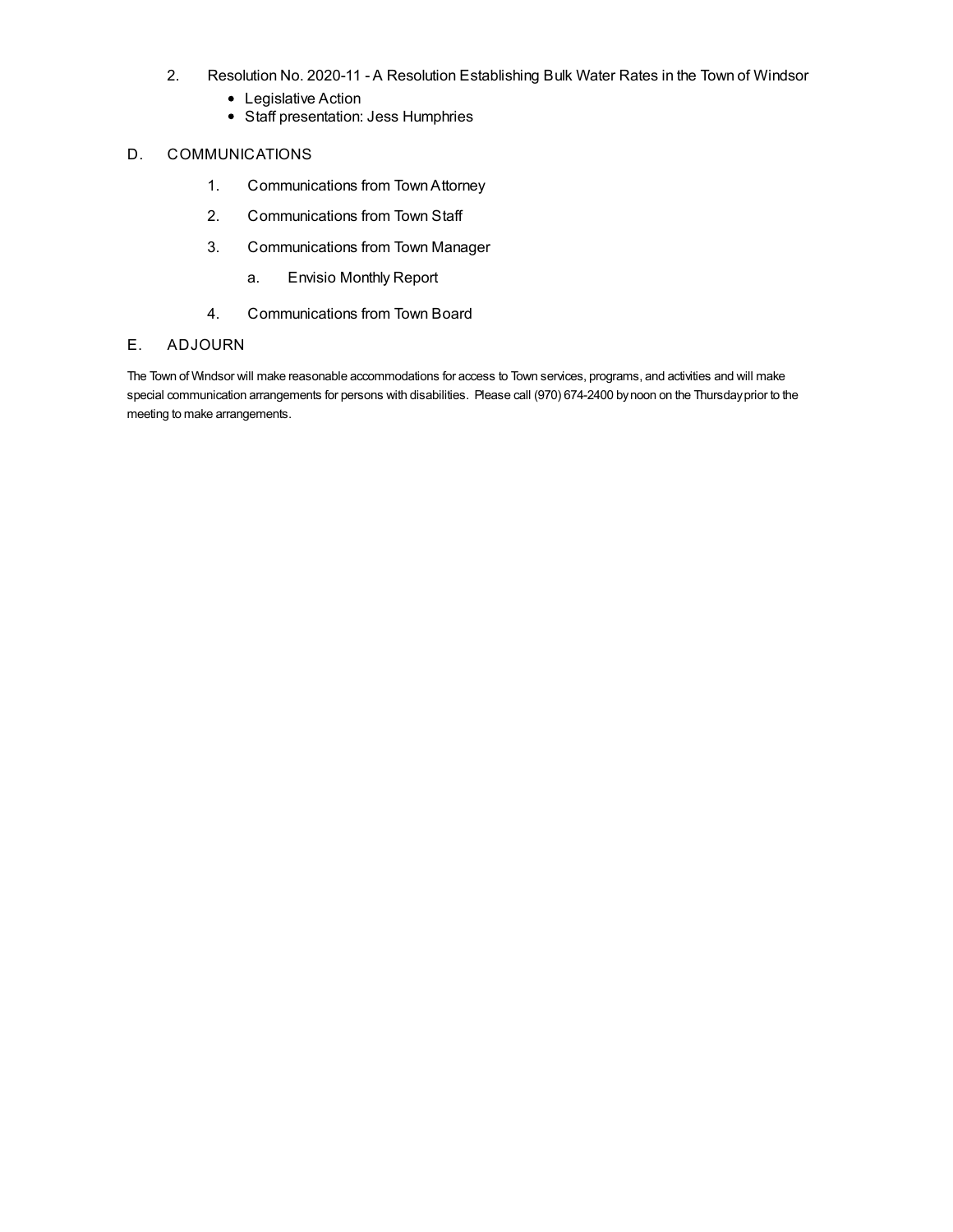2. Resolution No. 2020-11 - A Resolution Establishing Bulk Water Rates in the Town of Windsor
   - Legislative Action
   - Staff presentation: Jess Humphries

D. COMMUNICATIONS

1. Communications from Town Attorney
2. Communications from Town Staff
3. Communications from Town Manager
   a. Envisio Monthly Report
4. Communications from Town Board

E. ADJOURN

The Town of Windsor will make reasonable accommodations for access to Town services, programs, and activities and will make special communication arrangements for persons with disabilities. Please call (970) 674-2400 by noon on the Thursday prior to the meeting to make arrangements.